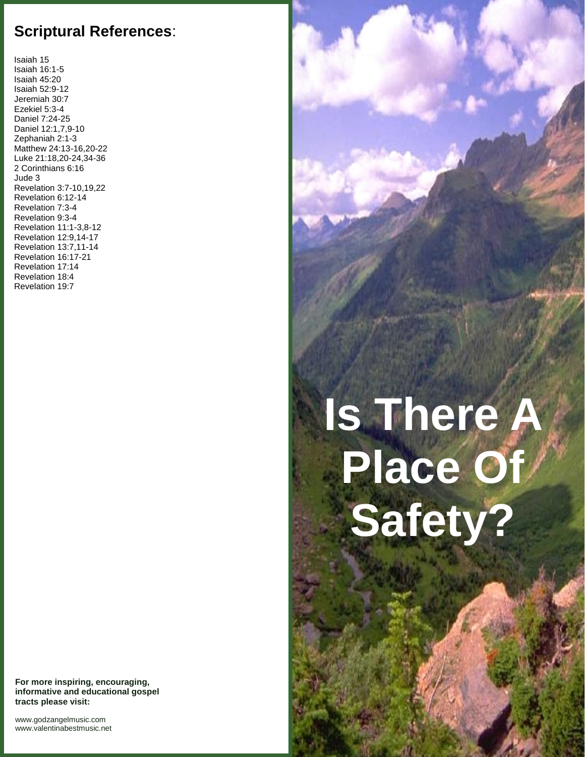## Scriptural References:

Isaiah 15
Isaiah 16:1-5
Isaiah 45:20
Isaiah 52:9-12
Jeremiah 30:7
Ezekiel 5:3-4
Daniel 7:24-25
Daniel 12:1,7,9-10
Zephaniah 2:1-3
Matthew 24:13-16,20-22
Luke 21:18,20-24,34-36
2 Corinthians 6:16
Jude 3
Revelation 3:7-10,19,22
Revelation 6:12-14
Revelation 7:3-4
Revelation 9:3-4
Revelation 11:1-3,8-12
Revelation 12:9,14-17
Revelation 13:7,11-14
Revelation 16:17-21
Revelation 17:14
Revelation 18:4
Revelation 19:7

**For more inspiring, encouraging, informative and educational gospel tracts please visit:**

www.godzangelmusic.com
www.valentinabestmusic.net

# Is There A Place Of Safety?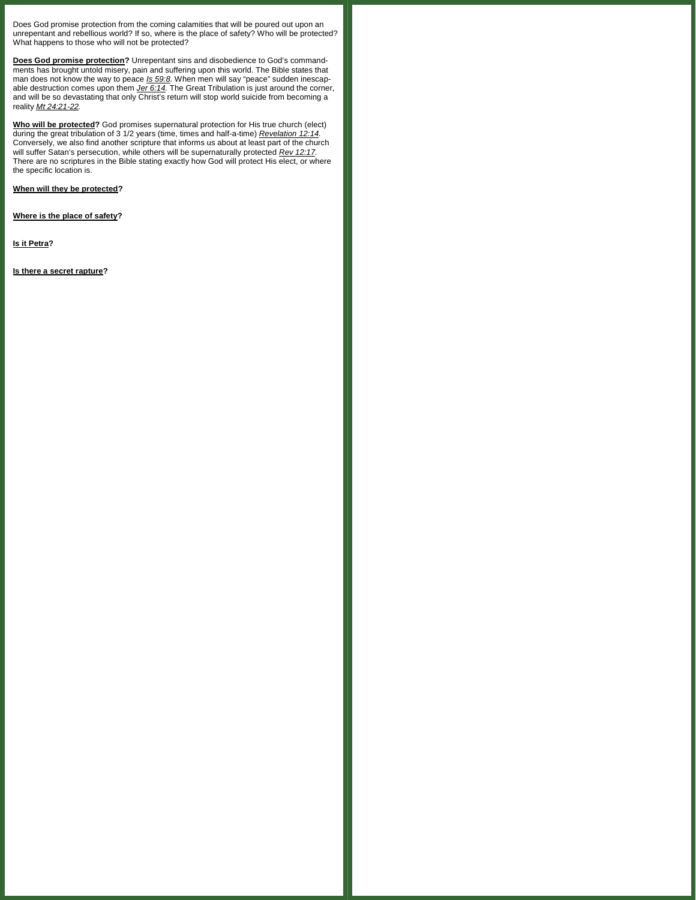Does God promise protection from the coming calamities that will be poured out upon an unrepentant and rebellious world? If so, where is the place of safety? Who will be protected? What happens to those who will not be protected?

**Does God promise protection?** Unrepentant sins and disobedience to God's commandments has brought untold misery, pain and suffering upon this world. The Bible states that man does not know the way to peace *Is 59:8.* When men will say "peace" sudden inescapable destruction comes upon them *Jer 6:14.* The Great Tribulation is just around the corner, and will be so devastating that only Christ's return will stop world suicide from becoming a reality *Mt 24:21-22.*

**Who will be protected?** God promises supernatural protection for His true church (elect) during the great tribulation of 3 1/2 years (time, times and half-a-time) *Revelation 12:14.* Conversely, we also find another scripture that informs us about at least part of the church will suffer Satan's persecution, while others will be supernaturally protected *Rev 12:17.* There are no scriptures in the Bible stating exactly how God will protect His elect, or where the specific location is.

**When will they be protected?**

**Where is the place of safety?**

**Is it Petra?**

**Is there a secret rapture?**